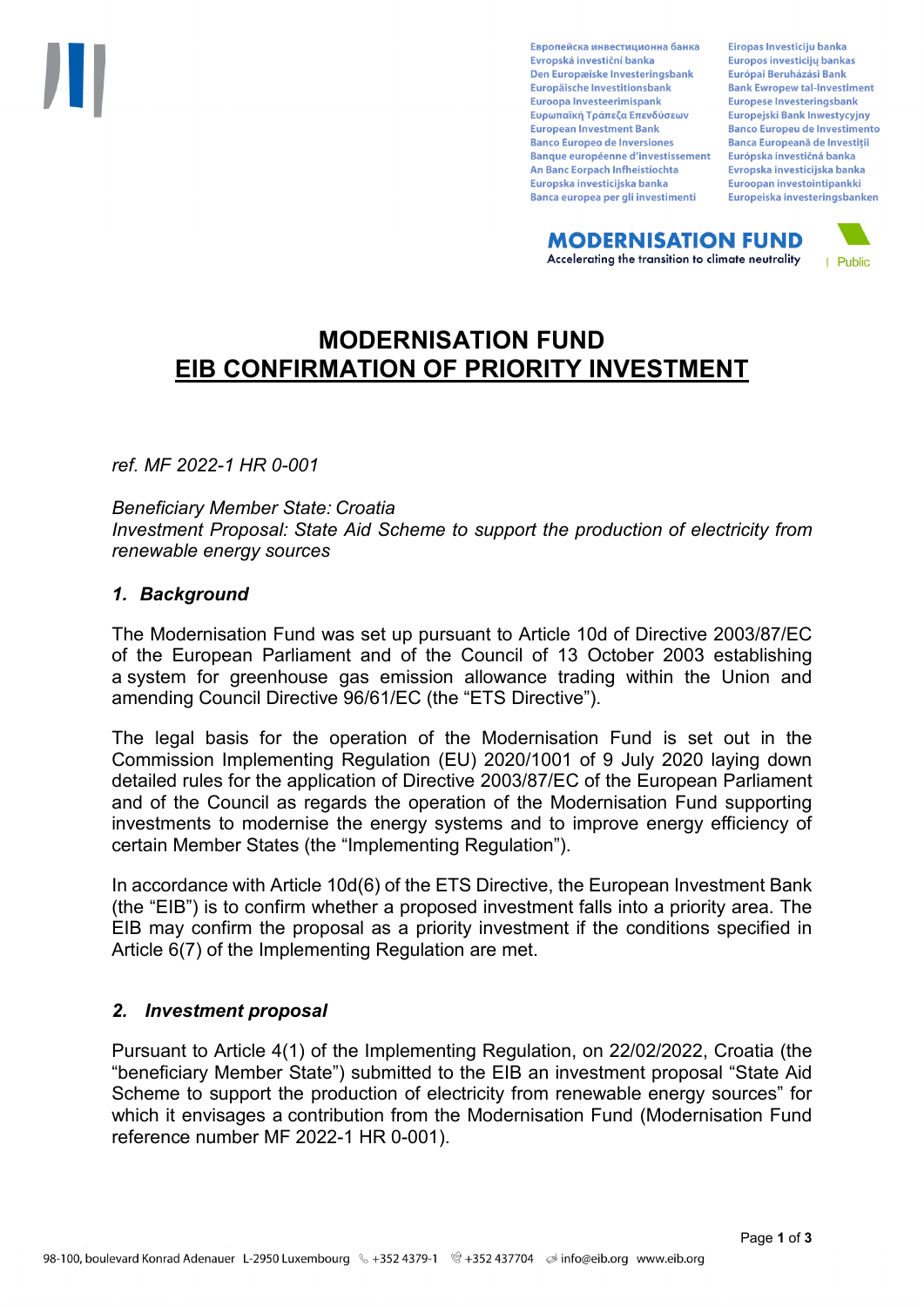# MODERNISATION FUND
# EIB CONFIRMATION OF PRIORITY INVESTMENT

*ref. MF 2022-1 HR 0-001*

*Beneficiary Member State: Croatia*
*Investment Proposal: State Aid Scheme to support the production of electricity from renewable energy sources*

## *1. Background*

The Modernisation Fund was set up pursuant to Article 10d of Directive 2003/87/EC of the European Parliament and of the Council of 13 October 2003 establishing a system for greenhouse gas emission allowance trading within the Union and amending Council Directive 96/61/EC (the "ETS Directive").

The legal basis for the operation of the Modernisation Fund is set out in the Commission Implementing Regulation (EU) 2020/1001 of 9 July 2020 laying down detailed rules for the application of Directive 2003/87/EC of the European Parliament and of the Council as regards the operation of the Modernisation Fund supporting investments to modernise the energy systems and to improve energy efficiency of certain Member States (the "Implementing Regulation").

In accordance with Article 10d(6) of the ETS Directive, the European Investment Bank (the "EIB") is to confirm whether a proposed investment falls into a priority area. The EIB may confirm the proposal as a priority investment if the conditions specified in Article 6(7) of the Implementing Regulation are met.

## *2. Investment proposal*

Pursuant to Article 4(1) of the Implementing Regulation, on 22/02/2022, Croatia (the "beneficiary Member State") submitted to the EIB an investment proposal "State Aid Scheme to support the production of electricity from renewable energy sources" for which it envisages a contribution from the Modernisation Fund (Modernisation Fund reference number MF 2022-1 HR 0-001).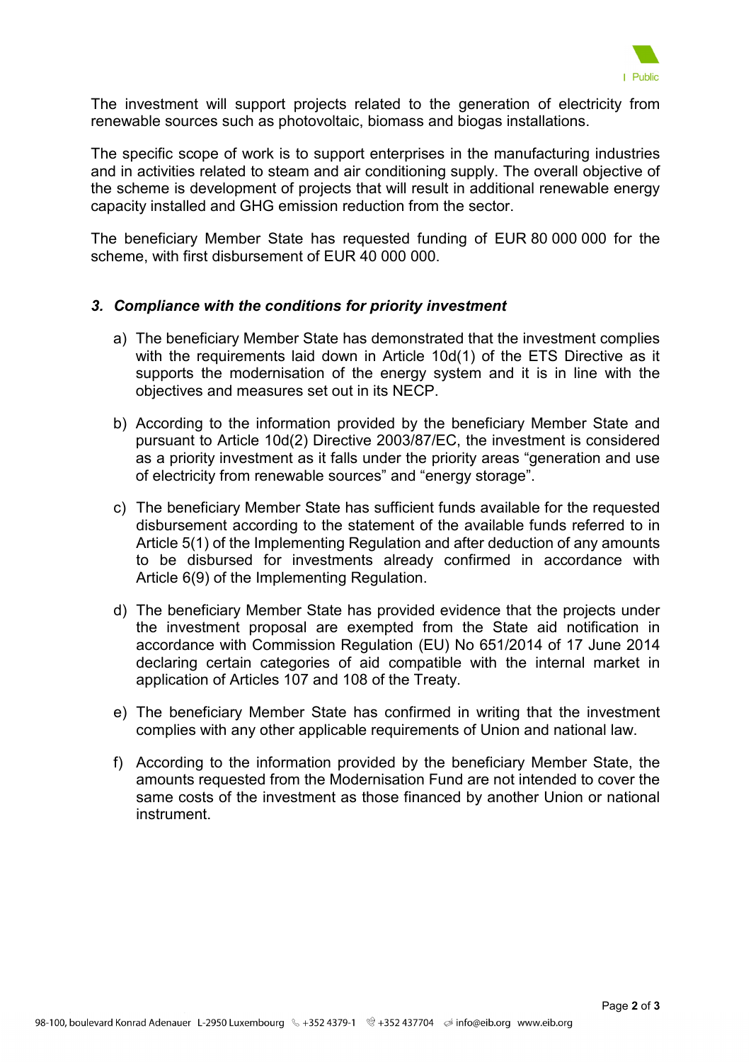The investment will support projects related to the generation of electricity from renewable sources such as photovoltaic, biomass and biogas installations.

The specific scope of work is to support enterprises in the manufacturing industries and in activities related to steam and air conditioning supply. The overall objective of the scheme is development of projects that will result in additional renewable energy capacity installed and GHG emission reduction from the sector.

The beneficiary Member State has requested funding of EUR 80 000 000 for the scheme, with first disbursement of EUR 40 000 000.

### *3. Compliance with the conditions for priority investment*

a) The beneficiary Member State has demonstrated that the investment complies with the requirements laid down in Article 10d(1) of the ETS Directive as it supports the modernisation of the energy system and it is in line with the objectives and measures set out in its NECP.

b) According to the information provided by the beneficiary Member State and pursuant to Article 10d(2) Directive 2003/87/EC, the investment is considered as a priority investment as it falls under the priority areas “generation and use of electricity from renewable sources” and “energy storage”.

c) The beneficiary Member State has sufficient funds available for the requested disbursement according to the statement of the available funds referred to in Article 5(1) of the Implementing Regulation and after deduction of any amounts to be disbursed for investments already confirmed in accordance with Article 6(9) of the Implementing Regulation.

d) The beneficiary Member State has provided evidence that the projects under the investment proposal are exempted from the State aid notification in accordance with Commission Regulation (EU) No 651/2014 of 17 June 2014 declaring certain categories of aid compatible with the internal market in application of Articles 107 and 108 of the Treaty.

e) The beneficiary Member State has confirmed in writing that the investment complies with any other applicable requirements of Union and national law.

f) According to the information provided by the beneficiary Member State, the amounts requested from the Modernisation Fund are not intended to cover the same costs of the investment as those financed by another Union or national instrument.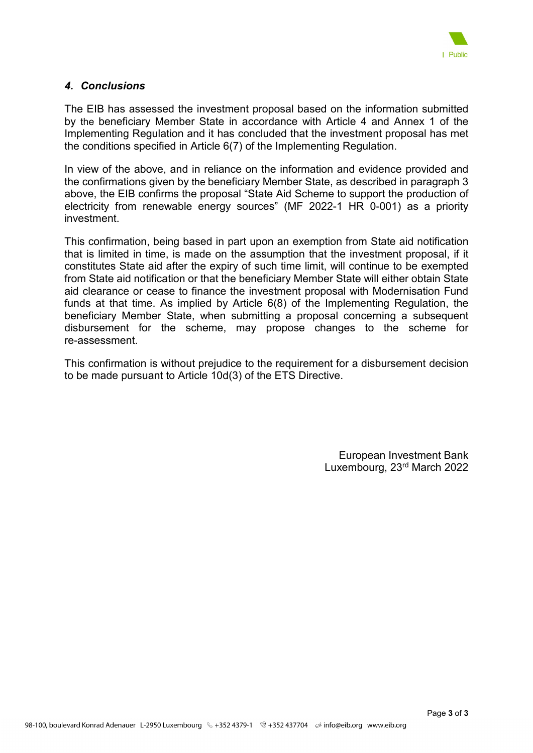### *4. Conclusions*

The EIB has assessed the investment proposal based on the information submitted by the beneficiary Member State in accordance with Article 4 and Annex 1 of the Implementing Regulation and it has concluded that the investment proposal has met the conditions specified in Article 6(7) of the Implementing Regulation.

In view of the above, and in reliance on the information and evidence provided and the confirmations given by the beneficiary Member State, as described in paragraph 3 above, the EIB confirms the proposal "State Aid Scheme to support the production of electricity from renewable energy sources" (MF 2022-1 HR 0-001) as a priority investment.

This confirmation, being based in part upon an exemption from State aid notification that is limited in time, is made on the assumption that the investment proposal, if it constitutes State aid after the expiry of such time limit, will continue to be exempted from State aid notification or that the beneficiary Member State will either obtain State aid clearance or cease to finance the investment proposal with Modernisation Fund funds at that time. As implied by Article 6(8) of the Implementing Regulation, the beneficiary Member State, when submitting a proposal concerning a subsequent disbursement for the scheme, may propose changes to the scheme for re-assessment.

This confirmation is without prejudice to the requirement for a disbursement decision to be made pursuant to Article 10d(3) of the ETS Directive.

European Investment Bank
Luxembourg, 23rd March 2022

98-100, boulevard Konrad Adenauer L-2950 Luxembourg +352 4379-1 +352 437704 info@eib.org www.eib.org